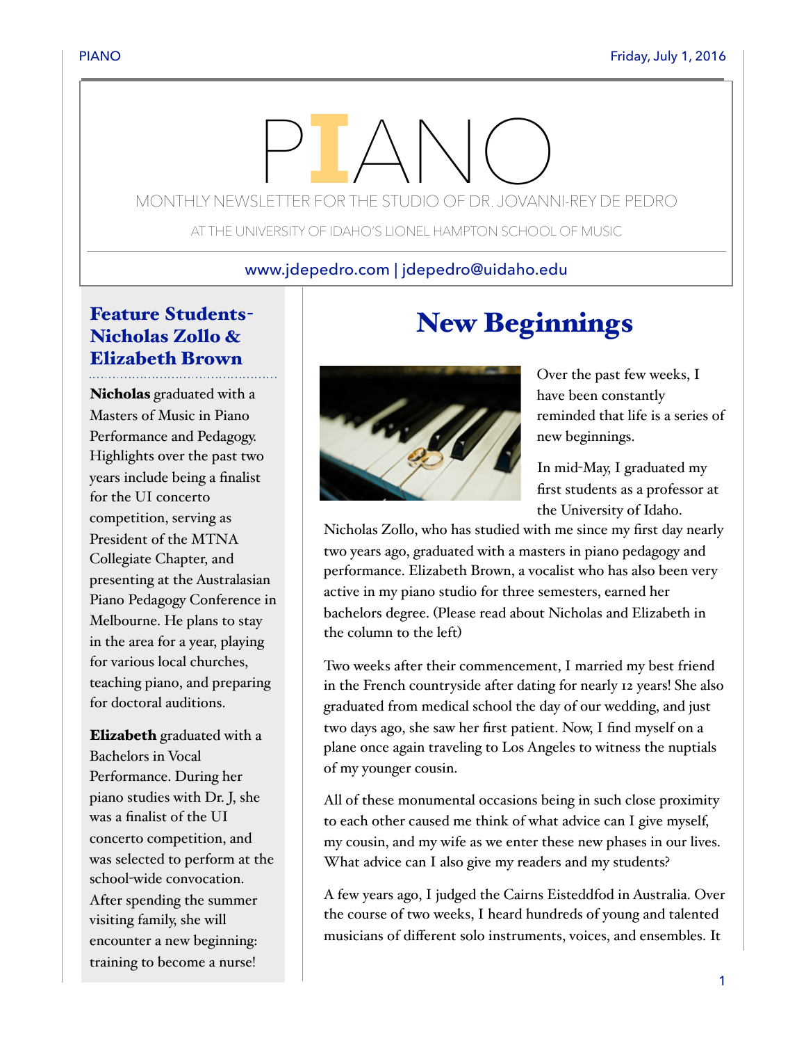# PIANO

MONTHLY NEWSLETTER FOR THE STUDIO OF DR. JOVANNI-REY DE PEDRO

AT THE UNIVERSITY OF IDAHO'S LIONEL HAMPTON SCHOOL OF MUSIC

www.jdepedro.com | jdepedro@uidaho.edu

## Feature Students- Nicholas Zollo & Elizabeth Brown

**Nicholas** graduated with a Masters of Music in Piano Performance and Pedagogy. Highlights over the past two years include being a finalist for the UI concerto competition, serving as President of the MTNA Collegiate Chapter, and presenting at the Australasian Piano Pedagogy Conference in Melbourne. He plans to stay in the area for a year, playing for various local churches, teaching piano, and preparing for doctoral auditions.

**Elizabeth** graduated with a Bachelors in Vocal Performance. During her piano studies with Dr. J, she was a finalist of the UI concerto competition, and was selected to perform at the school-wide convocation. After spending the summer visiting family, she will encounter a new beginning: training to become a nurse!

## New Beginnings

Over the past few weeks, I have been constantly reminded that life is a series of new beginnings.

In mid-May, I graduated my first students as a professor at the University of Idaho. Nicholas Zollo, who has studied with me since my first day nearly two years ago, graduated with a masters in piano pedagogy and performance. Elizabeth Brown, a vocalist who has also been very active in my piano studio for three semesters, earned her bachelors degree. (Please read about Nicholas and Elizabeth in the column to the left)

Two weeks after their commencement, I married my best friend in the French countryside after dating for nearly 12 years! She also graduated from medical school the day of our wedding, and just two days ago, she saw her first patient. Now, I find myself on a plane once again traveling to Los Angeles to witness the nuptials of my younger cousin.

All of these monumental occasions being in such close proximity to each other caused me think of what advice can I give myself, my cousin, and my wife as we enter these new phases in our lives. What advice can I also give my readers and my students?

A few years ago, I judged the Cairns Eisteddfod in Australia. Over the course of two weeks, I heard hundreds of young and talented musicians of different solo instruments, voices, and ensembles. It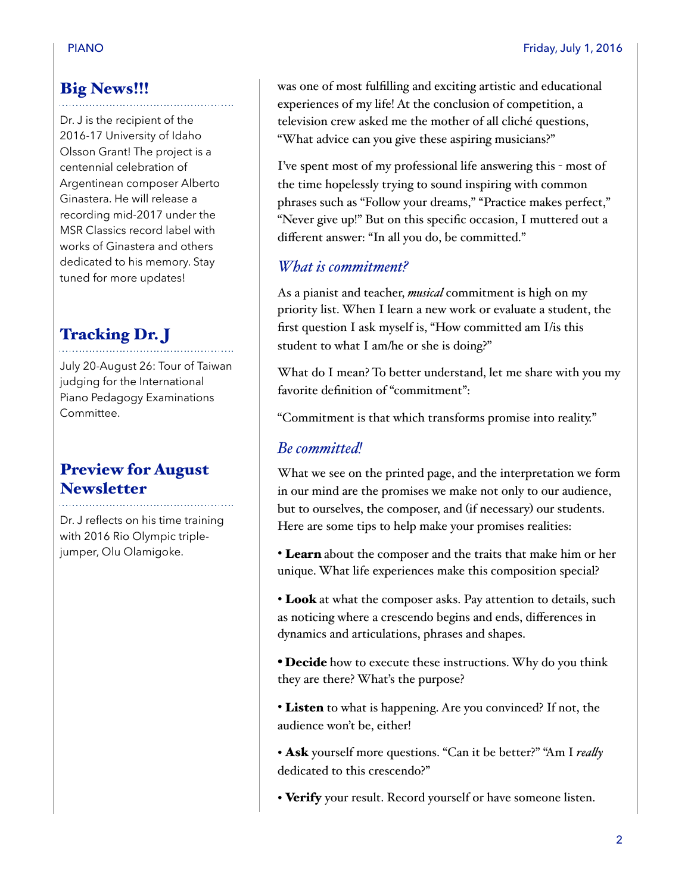## Big News!!!

Dr. J is the recipient of the 2016-17 University of Idaho Olsson Grant! The project is a centennial celebration of Argentinean composer Alberto Ginastera. He will release a recording mid-2017 under the MSR Classics record label with works of Ginastera and others dedicated to his memory. Stay tuned for more updates!

## Tracking Dr. J

July 20-August 26: Tour of Taiwan judging for the International Piano Pedagogy Examinations Committee.

## Preview for August Newsletter

Dr. J reflects on his time training with 2016 Rio Olympic triple-jumper, Olu Olamigoke.

was one of most fulfilling and exciting artistic and educational experiences of my life! At the conclusion of competition, a television crew asked me the mother of all cliché questions, "What advice can you give these aspiring musicians?"

I've spent most of my professional life answering this - most of the time hopelessly trying to sound inspiring with common phrases such as "Follow your dreams," "Practice makes perfect," "Never give up!" But on this specific occasion, I muttered out a different answer: "In all you do, be committed."

### *What is commitment?*

As a pianist and teacher, *musical* commitment is high on my priority list. When I learn a new work or evaluate a student, the first question I ask myself is, "How committed am I/is this student to what I am/he or she is doing?"

What do I mean? To better understand, let me share with you my favorite definition of "commitment":

"Commitment is that which transforms promise into reality."

### *Be committed!*

What we see on the printed page, and the interpretation we form in our mind are the promises we make not only to our audience, but to ourselves, the composer, and (if necessary) our students. Here are some tips to help make your promises realities:

- **Learn** about the composer and the traits that make him or her unique. What life experiences make this composition special?
- **Look** at what the composer asks. Pay attention to details, such as noticing where a crescendo begins and ends, differences in dynamics and articulations, phrases and shapes.
- **Decide** how to execute these instructions. Why do you think they are there? What's the purpose?
- **Listen** to what is happening. Are you convinced? If not, the audience won't be, either!
- **Ask** yourself more questions. "Can it be better?" "Am I *really* dedicated to this crescendo?"
- **Verify** your result. Record yourself or have someone listen.